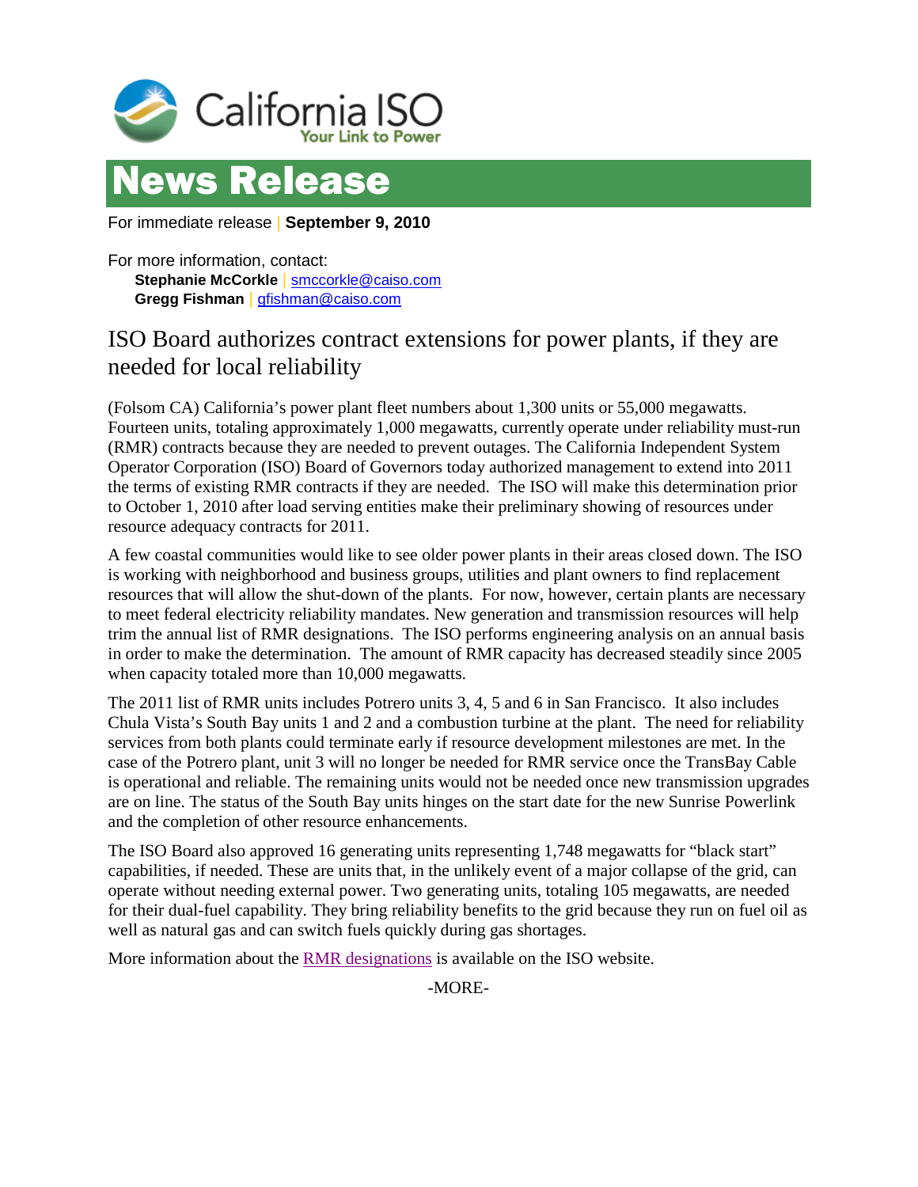California ISO
Your Link to Power

# News Release

For immediate release | **September 9, 2010**

For more information, contact:
**Stephanie McCorkle** | smccorkle@caiso.com
**Gregg Fishman** | gfishman@caiso.com

## ISO Board authorizes contract extensions for power plants, if they are needed for local reliability

(Folsom CA) California's power plant fleet numbers about 1,300 units or 55,000 megawatts. Fourteen units, totaling approximately 1,000 megawatts, currently operate under reliability must-run (RMR) contracts because they are needed to prevent outages. The California Independent System Operator Corporation (ISO) Board of Governors today authorized management to extend into 2011 the terms of existing RMR contracts if they are needed. The ISO will make this determination prior to October 1, 2010 after load serving entities make their preliminary showing of resources under resource adequacy contracts for 2011.

A few coastal communities would like to see older power plants in their areas closed down. The ISO is working with neighborhood and business groups, utilities and plant owners to find replacement resources that will allow the shut-down of the plants. For now, however, certain plants are necessary to meet federal electricity reliability mandates. New generation and transmission resources will help trim the annual list of RMR designations. The ISO performs engineering analysis on an annual basis in order to make the determination. The amount of RMR capacity has decreased steadily since 2005 when capacity totaled more than 10,000 megawatts.

The 2011 list of RMR units includes Potrero units 3, 4, 5 and 6 in San Francisco. It also includes Chula Vista's South Bay units 1 and 2 and a combustion turbine at the plant. The need for reliability services from both plants could terminate early if resource development milestones are met. In the case of the Potrero plant, unit 3 will no longer be needed for RMR service once the TransBay Cable is operational and reliable. The remaining units would not be needed once new transmission upgrades are on line. The status of the South Bay units hinges on the start date for the new Sunrise Powerlink and the completion of other resource enhancements.

The ISO Board also approved 16 generating units representing 1,748 megawatts for "black start" capabilities, if needed. These are units that, in the unlikely event of a major collapse of the grid, can operate without needing external power. Two generating units, totaling 105 megawatts, are needed for their dual-fuel capability. They bring reliability benefits to the grid because they run on fuel oil as well as natural gas and can switch fuels quickly during gas shortages.

More information about the RMR designations is available on the ISO website.

-MORE-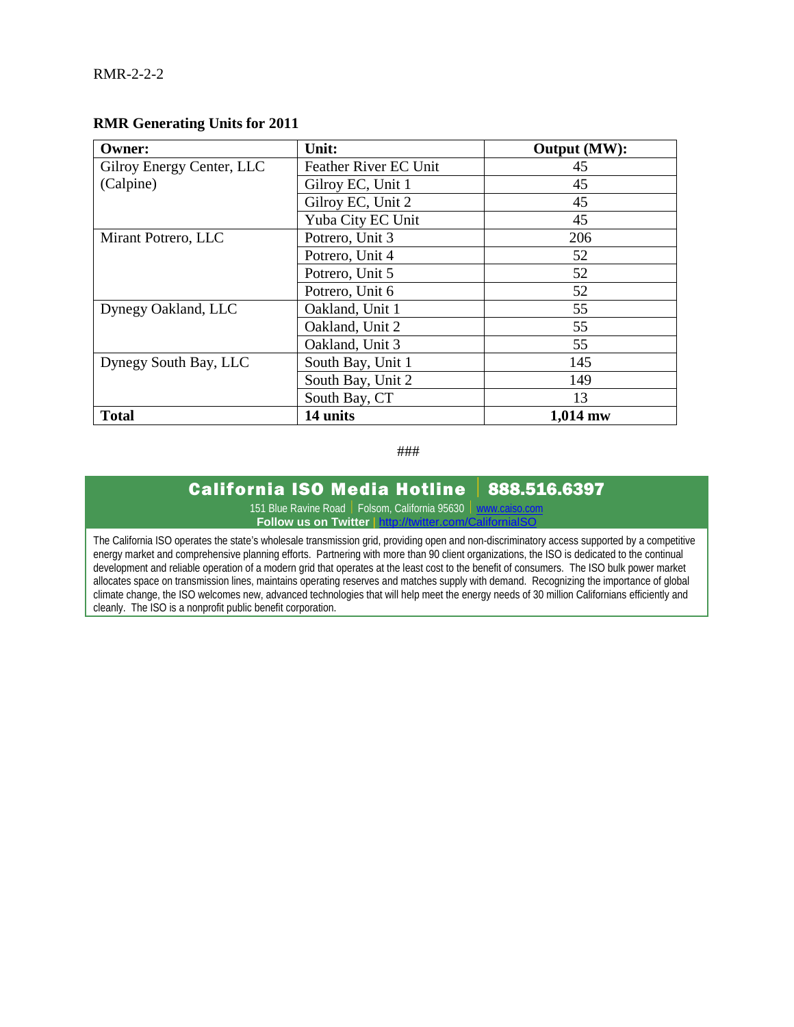RMR-2-2-2

**RMR Generating Units for 2011**

| Owner: | Unit: | Output (MW): |
|---|---|---|
| Gilroy Energy Center, LLC (Calpine) | Feather River EC Unit | 45 |
| | Gilroy EC, Unit 1 | 45 |
| | Gilroy EC, Unit 2 | 45 |
| | Yuba City EC Unit | 45 |
| Mirant Potrero, LLC | Potrero, Unit 3 | 206 |
| | Potrero, Unit 4 | 52 |
| | Potrero, Unit 5 | 52 |
| | Potrero, Unit 6 | 52 |
| Dynegy Oakland, LLC | Oakland, Unit 1 | 55 |
| | Oakland, Unit 2 | 55 |
| | Oakland, Unit 3 | 55 |
| Dynegy South Bay, LLC | South Bay, Unit 1 | 145 |
| | South Bay, Unit 2 | 149 |
| | South Bay, CT | 13 |
| **Total** | **14 units** | **1,014 mw** |

###

**California ISO Media Hotline | 888.516.6397**

151 Blue Ravine Road | Folsom, California 95630 | www.caiso.com

**Follow us on Twitter** | http://twitter.com/CaliforniaISO

The California ISO operates the state's wholesale transmission grid, providing open and non-discriminatory access supported by a competitive energy market and comprehensive planning efforts. Partnering with more than 90 client organizations, the ISO is dedicated to the continual development and reliable operation of a modern grid that operates at the least cost to the benefit of consumers. The ISO bulk power market allocates space on transmission lines, maintains operating reserves and matches supply with demand. Recognizing the importance of global climate change, the ISO welcomes new, advanced technologies that will help meet the energy needs of 30 million Californians efficiently and cleanly. The ISO is a nonprofit public benefit corporation.